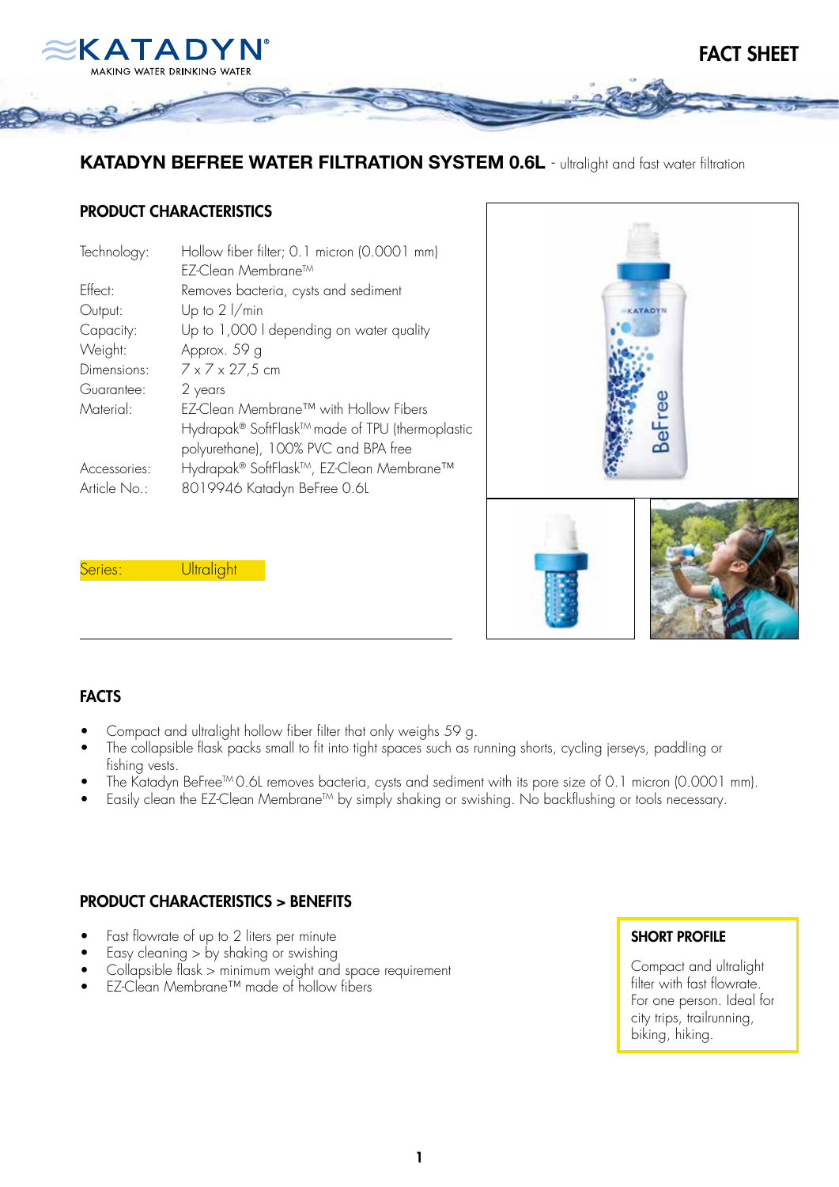KATADYN®
MAKING WATER DRINKING WATER

# FACT SHEET

## KATADYN BEFREE WATER FILTRATION SYSTEM 0.6L - ultralight and fast water filtration

### PRODUCT CHARACTERISTICS

| | |
|---|---|
| Technology: | Hollow fiber filter; 0.1 micron (0.0001 mm) EZ-Clean Membrane™ |
| Effect: | Removes bacteria, cysts and sediment |
| Output: | Up to 2 l/min |
| Capacity: | Up to 1,000 l depending on water quality |
| Weight: | Approx. 59 g |
| Dimensions: | 7 x 7 x 27,5 cm |
| Guarantee: | 2 years |
| Material: | EZ-Clean Membrane™ with Hollow Fibers Hydrapak® SoftFlask™ made of TPU (thermoplastic polyurethane), 100% PVC and BPA free |
| Accessories: | Hydrapak® SoftFlask™, EZ-Clean Membrane™ |
| Article No.: | 8019946 Katadyn BeFree 0.6L |

Series: Ultralight

### FACTS

- Compact and ultralight hollow fiber filter that only weighs 59 g.
- The collapsible flask packs small to fit into tight spaces such as running shorts, cycling jerseys, paddling or fishing vests.
- The Katadyn BeFree™ 0.6L removes bacteria, cysts and sediment with its pore size of 0.1 micron (0.0001 mm).
- Easily clean the EZ-Clean Membrane™ by simply shaking or swishing. No backflushing or tools necessary.

### PRODUCT CHARACTERISTICS > BENEFITS

- Fast flowrate of up to 2 liters per minute
- Easy cleaning > by shaking or swishing
- Collapsible flask > minimum weight and space requirement
- EZ-Clean Membrane™ made of hollow fibers

### SHORT PROFILE

Compact and ultralight filter with fast flowrate. For one person. Ideal for city trips, trailrunning, biking, hiking.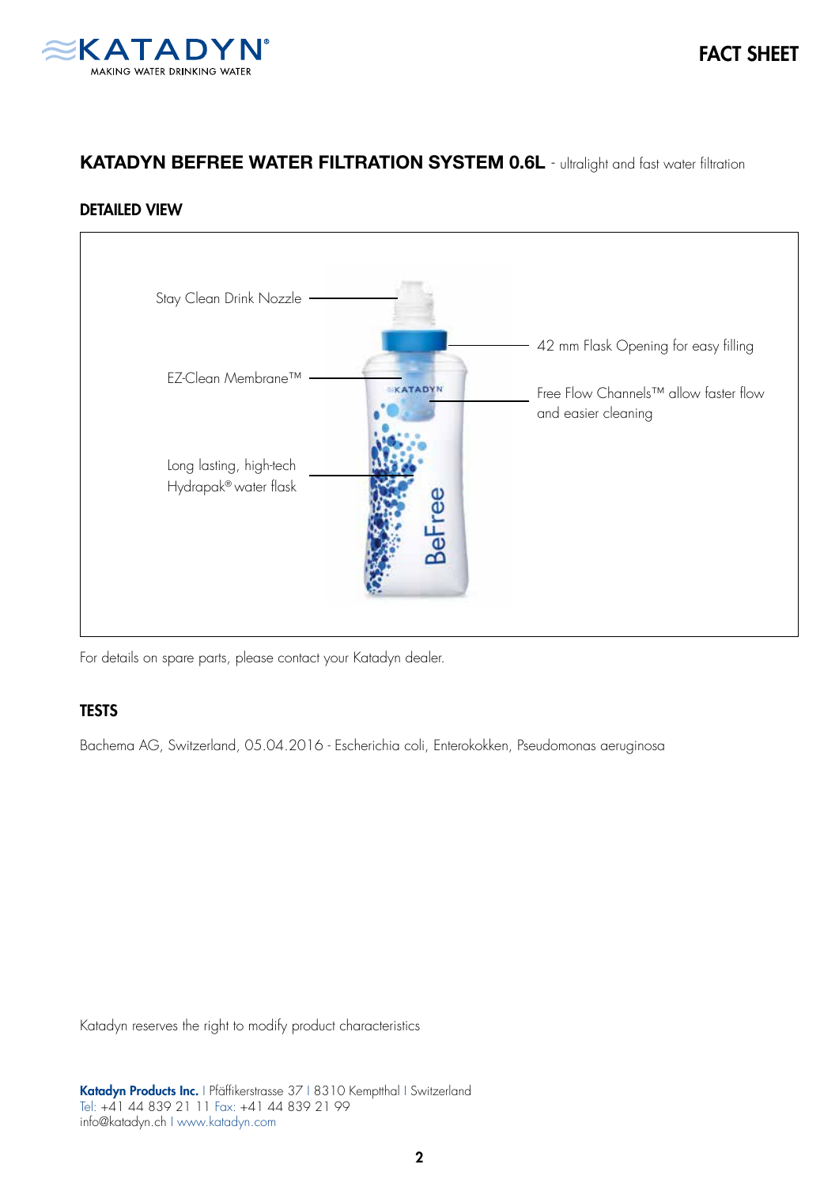# FACT SHEET

## KATADYN BEFREE WATER FILTRATION SYSTEM 0.6L - ultralight and fast water filtration

### DETAILED VIEW

Stay Clean Drink Nozzle

EZ-Clean Membrane™

Long lasting, high-tech Hydrapak® water flask

42 mm Flask Opening for easy filling

Free Flow Channels™ allow faster flow and easier cleaning

For details on spare parts, please contact your Katadyn dealer.

### TESTS

Bachema AG, Switzerland, 05.04.2016 - Escherichia coli, Enterokokken, Pseudomonas aeruginosa

Katadyn reserves the right to modify product characteristics

**Katadyn Products Inc.** I Pfäffikerstrasse 37 I 8310 Kemptthal I Switzerland
Tel: +41 44 839 21 11 Fax: +41 44 839 21 99
info@katadyn.ch I www.katadyn.com